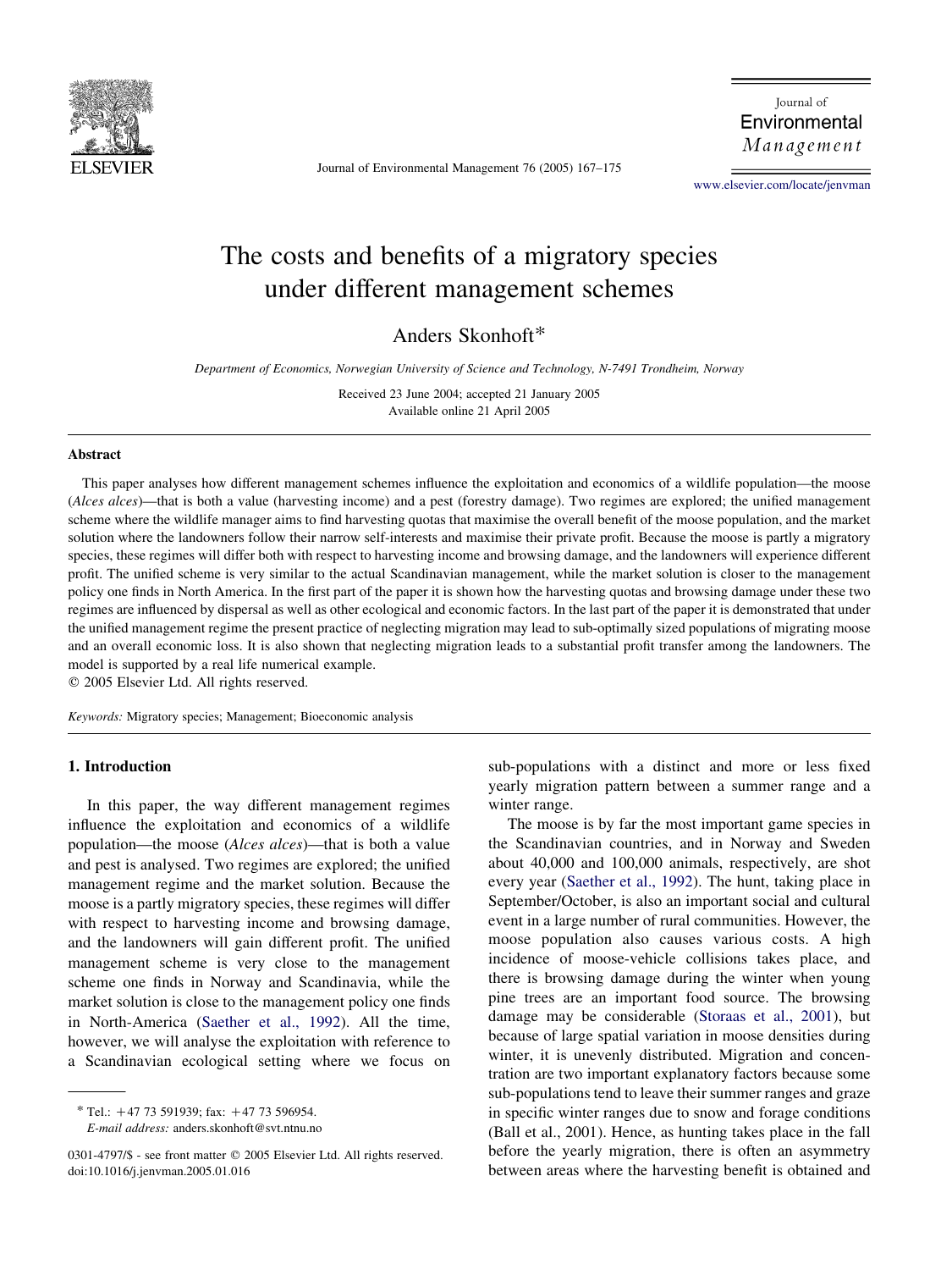# The costs and benefits of a migratory species under different management schemes

Anders Skonhoft*

*Department of Economics, Norwegian University of Science and Technology, N-7491 Trondheim, Norway*

Received 23 June 2004; accepted 21 January 2005
Available online 21 April 2005

## Abstract

This paper analyses how different management schemes influence the exploitation and economics of a wildlife population—the moose (*Alces alces*)—that is both a value (harvesting income) and a pest (forestry damage). Two regimes are explored; the unified management scheme where the wildlife manager aims to find harvesting quotas that maximise the overall benefit of the moose population, and the market solution where the landowners follow their narrow self-interests and maximise their private profit. Because the moose is partly a migratory species, these regimes will differ both with respect to harvesting income and browsing damage, and the landowners will experience different profit. The unified scheme is very similar to the actual Scandinavian management, while the market solution is closer to the management policy one finds in North America. In the first part of the paper it is shown how the harvesting quotas and browsing damage under these two regimes are influenced by dispersal as well as other ecological and economic factors. In the last part of the paper it is demonstrated that under the unified management regime the present practice of neglecting migration may lead to sub-optimally sized populations of migrating moose and an overall economic loss. It is also shown that neglecting migration leads to a substantial profit transfer among the landowners. The model is supported by a real life numerical example.

© 2005 Elsevier Ltd. All rights reserved.

*Keywords:* Migratory species; Management; Bioeconomic analysis

## 1. Introduction

In this paper, the way different management regimes influence the exploitation and economics of a wildlife population—the moose (*Alces alces*)—that is both a value and pest is analysed. Two regimes are explored; the unified management regime and the market solution. Because the moose is a partly migratory species, these regimes will differ with respect to harvesting income and browsing damage, and the landowners will gain different profit. The unified management scheme is very close to the management scheme one finds in Norway and Scandinavia, while the market solution is close to the management policy one finds in North-America (Saether et al., 1992). All the time, however, we will analyse the exploitation with reference to a Scandinavian ecological setting where we focus on sub-populations with a distinct and more or less fixed yearly migration pattern between a summer range and a winter range.

The moose is by far the most important game species in the Scandinavian countries, and in Norway and Sweden about 40,000 and 100,000 animals, respectively, are shot every year (Saether et al., 1992). The hunt, taking place in September/October, is also an important social and cultural event in a large number of rural communities. However, the moose population also causes various costs. A high incidence of moose-vehicle collisions takes place, and there is browsing damage during the winter when young pine trees are an important food source. The browsing damage may be considerable (Storaas et al., 2001), but because of large spatial variation in moose densities during winter, it is unevenly distributed. Migration and concentration are two important explanatory factors because some sub-populations tend to leave their summer ranges and graze in specific winter ranges due to snow and forage conditions (Ball et al., 2001). Hence, as hunting takes place in the fall before the yearly migration, there is often an asymmetry between areas where the harvesting benefit is obtained and

---

\* Tel.: +47 73 591939; fax: +47 73 596954.
*E-mail address:* anders.skonhoft@svt.ntnu.no

0301-4797/$ - see front matter © 2005 Elsevier Ltd. All rights reserved.
doi:10.1016/j.jenvman.2005.01.016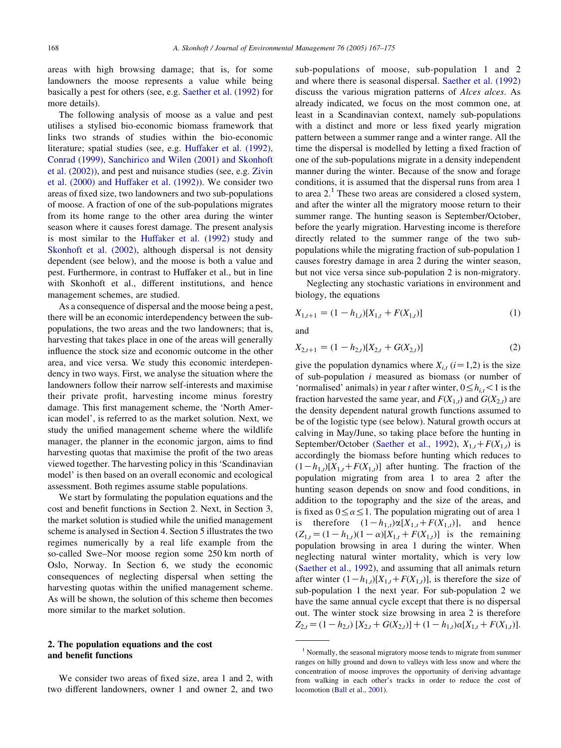areas with high browsing damage; that is, for some landowners the moose represents a value while being basically a pest for others (see, e.g. Saether et al. (1992) for more details).

The following analysis of moose as a value and pest utilises a stylised bio-economic biomass framework that links two strands of studies within the bio-economic literature; spatial studies (see, e.g. Huffaker et al. (1992), Conrad (1999), Sanchirico and Wilen (2001) and Skonhoft et al. (2002)), and pest and nuisance studies (see, e.g. Zivin et al. (2000) and Huffaker et al. (1992)). We consider two areas of fixed size, two landowners and two sub-populations of moose. A fraction of one of the sub-populations migrates from its home range to the other area during the winter season where it causes forest damage. The present analysis is most similar to the Huffaker et al. (1992) study and Skonhoft et al. (2002), although dispersal is not density dependent (see below), and the moose is both a value and pest. Furthermore, in contrast to Huffaker et al., but in line with Skonhoft et al., different institutions, and hence management schemes, are studied.

As a consequence of dispersal and the moose being a pest, there will be an economic interdependency between the sub-populations, the two areas and the two landowners; that is, harvesting that takes place in one of the areas will generally influence the stock size and economic outcome in the other area, and vice versa. We study this economic interdependency in two ways. First, we analyse the situation where the landowners follow their narrow self-interests and maximise their private profit, harvesting income minus forestry damage. This first management scheme, the 'North American model', is referred to as the market solution. Next, we study the unified management scheme where the wildlife manager, the planner in the economic jargon, aims to find harvesting quotas that maximise the profit of the two areas viewed together. The harvesting policy in this 'Scandinavian model' is then based on an overall economic and ecological assessment. Both regimes assume stable populations.

We start by formulating the population equations and the cost and benefit functions in Section 2. Next, in Section 3, the market solution is studied while the unified management scheme is analysed in Section 4. Section 5 illustrates the two regimes numerically by a real life example from the so-called Swe–Nor moose region some 250 km north of Oslo, Norway. In Section 6, we study the economic consequences of neglecting dispersal when setting the harvesting quotas within the unified management scheme. As will be shown, the solution of this scheme then becomes more similar to the market solution.

## 2. The population equations and the cost and benefit functions

We consider two areas of fixed size, area 1 and 2, with two different landowners, owner 1 and owner 2, and two sub-populations of moose, sub-population 1 and 2 and where there is seasonal dispersal. Saether et al. (1992) discuss the various migration patterns of *Alces alces*. As already indicated, we focus on the most common one, at least in a Scandinavian context, namely sub-populations with a distinct and more or less fixed yearly migration pattern between a summer range and a winter range. All the time the dispersal is modelled by letting a fixed fraction of one of the sub-populations migrate in a density independent manner during the winter. Because of the snow and forage conditions, it is assumed that the dispersal runs from area 1 to area 2.[1] These two areas are considered a closed system, and after the winter all the migratory moose return to their summer range. The hunting season is September/October, before the yearly migration. Harvesting income is therefore directly related to the summer range of the two sub-populations while the migrating fraction of sub-population 1 causes forestry damage in area 2 during the winter season, but not vice versa since sub-population 2 is non-migratory.

Neglecting any stochastic variations in environment and biology, the equations

$$X_{1,t+1} = (1 - h_{1,t})[X_{1,t} + F(X_{1,t})] \tag{1}$$

and

$$X_{2,t+1} = (1 - h_{2,t})[X_{2,t} + G(X_{2,t})] \tag{2}$$

give the population dynamics where $X_{i,t}$ $(i=1,2)$ is the size of sub-population $i$ measured as biomass (or number of 'normalised' animals) in year $t$ after winter, $0 \le h_{i,t} < 1$ is the fraction harvested the same year, and $F(X_{1,t})$ and $G(X_{2,t})$ are the density dependent natural growth functions assumed to be of the logistic type (see below). Natural growth occurs at calving in May/June, so taking place before the hunting in September/October (Saether et al., 1992), $X_{1,t} + F(X_{1,t})$ is accordingly the biomass before hunting which reduces to $(1-h_{1,t})[X_{1,t}+F(X_{1,t})]$ after hunting. The fraction of the population migrating from area 1 to area 2 after the hunting season depends on snow and food conditions, in addition to the topography and the size of the areas, and is fixed as $0 \le \alpha \le 1$. The population migrating out of area 1 is therefore $(1-h_{1,t})\alpha[X_{1,t}+F(X_{1,t})]$, and hence $(Z_{1,t} = (1-h_{1,t})(1-\alpha)[X_{1,t}+F(X_{1,t})]$ is the remaining population browsing in area 1 during the winter. When neglecting natural winter mortality, which is very low (Saether et al., 1992), and assuming that all animals return after winter $(1-h_{1,t})[X_{1,t}+F(X_{1,t})]$, is therefore the size of sub-population 1 the next year. For sub-population 2 we have the same annual cycle except that there is no dispersal out. The winter stock size browsing in area 2 is therefore $Z_{2,t} = (1-h_{2,t})\,[X_{2,t}+G(X_{2,t})] + (1-h_{1,t})\alpha[X_{1,t}+F(X_{1,t})]$.

---

[1] Normally, the seasonal migratory moose tends to migrate from summer ranges on hilly ground and down to valleys with less snow and where the concentration of moose improves the opportunity of deriving advantage from walking in each other's tracks in order to reduce the cost of locomotion (Ball et al., 2001).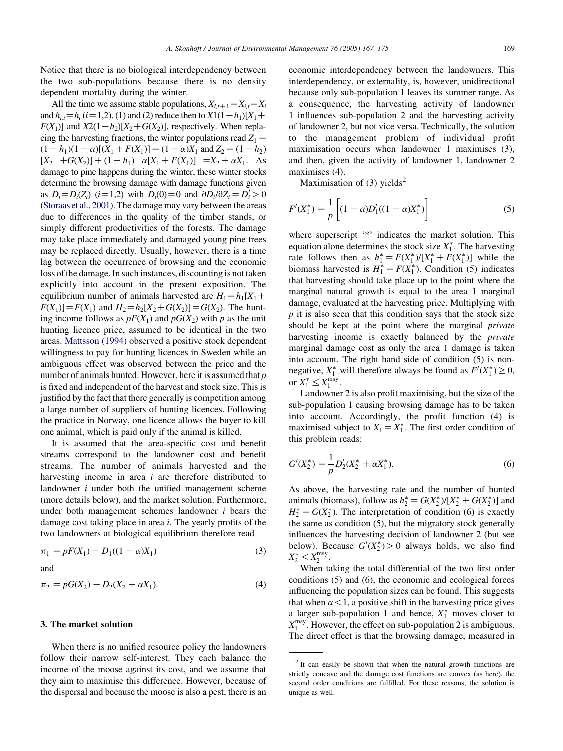Notice that there is no biological interdependency between the two sub-populations because there is no density dependent mortality during the winter.

All the time we assume stable populations, $X_{i,t+1}=X_{i,t}=X_i$ and $h_{i,t}=h_i$ $(i=1,2)$. (1) and (2) reduce then to $X1(1-h_1)[X_1+F(X_1)]$ and $X2(1-h_2)[X_2+G(X_2)]$, respectively. When replacing the harvesting fractions, the winter populations read $Z_1=(1-h_1)(1-\alpha)[(X_1+F(X_1)]=(1-\alpha)X_1$ and $Z_2=(1-h_2)[X_2\ +G(X_2)]+(1-h_1)\ \ \alpha[X_1+F(X_1)]\ \ =X_2+\alpha X_1$. As damage to pine happens during the winter, these winter stocks determine the browsing damage with damage functions given as $D_i=D_i(Z_i)$ $(i=1,2)$ with $D_i(0)=0$ and $\partial D_i/\partial Z_i=D_i'>0$ (Storaas et al., 2001). The damage may vary between the areas due to differences in the quality of the timber stands, or simply different productivities of the forests. The damage may take place immediately and damaged young pine trees may be replaced directly. Usually, however, there is a time lag between the occurrence of browsing and the economic loss of the damage. In such instances, discounting is not taken explicitly into account in the present exposition. The equilibrium number of animals harvested are $H_1=h_1[X_1+F(X_1)]=F(X_1)$ and $H_2=h_2[X_2+G(X_2)]=G(X_2)$. The hunting income follows as $pF(X_1)$ and $pG(X_2)$ with $p$ as the unit hunting licence price, assumed to be identical in the two areas. Mattsson (1994) observed a positive stock dependent willingness to pay for hunting licences in Sweden while an ambiguous effect was observed between the price and the number of animals hunted. However, here it is assumed that $p$ is fixed and independent of the harvest and stock size. This is justified by the fact that there generally is competition among a large number of suppliers of hunting licences. Following the practice in Norway, one licence allows the buyer to kill one animal, which is paid only if the animal is killed.

It is assumed that the area-specific cost and benefit streams correspond to the landowner cost and benefit streams. The number of animals harvested and the harvesting income in area $i$ are therefore distributed to landowner $i$ under both the unified management scheme (more details below), and the market solution. Furthermore, under both management schemes landowner $i$ bears the damage cost taking place in area $i$. The yearly profits of the two landowners at biological equilibrium therefore read

$$\pi_1=pF(X_1)-D_1((1-\alpha)X_1) \tag{3}$$

and

$$\pi_2=pG(X_2)-D_2(X_2+\alpha X_1). \tag{4}$$

## 3. The market solution

When there is no unified resource policy the landowners follow their narrow self-interest. They each balance the income of the moose against its cost, and we assume that they aim to maximise this difference. However, because of the dispersal and because the moose is also a pest, there is an economic interdependency between the landowners. This interdependency, or externality, is, however, unidirectional because only sub-population 1 leaves its summer range. As a consequence, the harvesting activity of landowner 1 influences sub-population 2 and the harvesting activity of landowner 2, but not vice versa. Technically, the solution to the management problem of individual profit maximisation occurs when landowner 1 maximises (3), and then, given the activity of landowner 1, landowner 2 maximises (4).

Maximisation of (3) yields[2]

$$F'(X_1^*)=\frac{1}{p}\left[(1-\alpha)D_1'((1-\alpha)X_1^*)\right] \tag{5}$$

where superscript '*' indicates the market solution. This equation alone determines the stock size $X_1^*$. The harvesting rate follows then as $h_1^*=F(X_1^*)/[X_1^*+F(X_1^*)]$ while the biomass harvested is $H_1^*=F(X_1^*)$. Condition (5) indicates that harvesting should take place up to the point where the marginal natural growth is equal to the area 1 marginal damage, evaluated at the harvesting price. Multiplying with $p$ it is also seen that this condition says that the stock size should be kept at the point where the marginal *private* harvesting income is exactly balanced by the *private* marginal damage cost as only the area 1 damage is taken into account. The right hand side of condition (5) is non-negative, $X_1^*$ will therefore always be found as $F'(X_1^*)\geq 0$, or $X_1^*\leq X_1^{\text{msy}}$.

Landowner 2 is also profit maximising, but the size of the sub-population 1 causing browsing damage has to be taken into account. Accordingly, the profit function (4) is maximised subject to $X_1=X_1^*$. The first order condition of this problem reads:

$$G'(X_2^*)=\frac{1}{p}D_2'(X_2^*+\alpha X_1^*). \tag{6}$$

As above, the harvesting rate and the number of hunted animals (biomass), follow as $h_2^*=G(X_2^*)/[X_2^*+G(X_2^*)]$ and $H_2^*=G(X_2^*)$. The interpretation of condition (6) is exactly the same as condition (5), but the migratory stock generally influences the harvesting decision of landowner 2 (but see below). Because $G'(X_2^*)>0$ always holds, we also find $X_2^*<X_2^{\text{msy}}$.

When taking the total differential of the two first order conditions (5) and (6), the economic and ecological forces influencing the population sizes can be found. This suggests that when $\alpha<1$, a positive shift in the harvesting price gives a larger sub-population 1 and hence, $X_1^*$ moves closer to $X_1^{\text{msy}}$. However, the effect on sub-population 2 is ambiguous. The direct effect is that the browsing damage, measured in

[2] It can easily be shown that when the natural growth functions are strictly concave and the damage cost functions are convex (as here), the second order conditions are fulfilled. For these reasons, the solution is unique as well.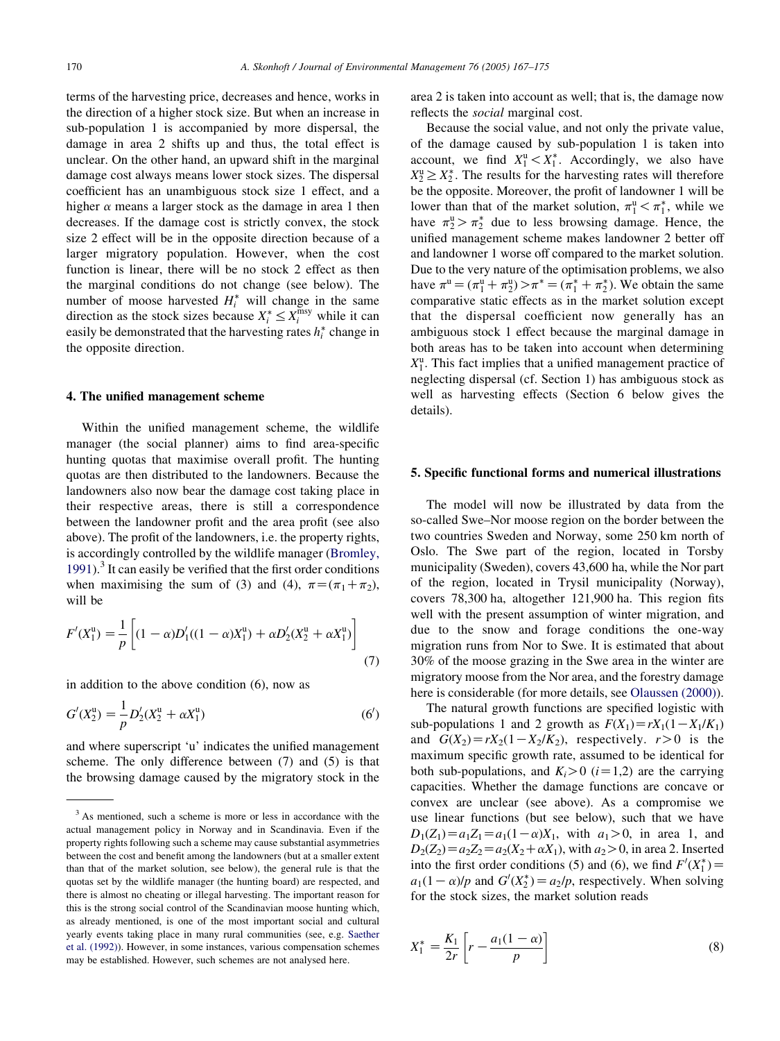terms of the harvesting price, decreases and hence, works in the direction of a higher stock size. But when an increase in sub-population 1 is accompanied by more dispersal, the damage in area 2 shifts up and thus, the total effect is unclear. On the other hand, an upward shift in the marginal damage cost always means lower stock sizes. The dispersal coefficient has an unambiguous stock size 1 effect, and a higher $\alpha$ means a larger stock as the damage in area 1 then decreases. If the damage cost is strictly convex, the stock size 2 effect will be in the opposite direction because of a larger migratory population. However, when the cost function is linear, there will be no stock 2 effect as then the marginal conditions do not change (see below). The number of moose harvested $H_i^*$ will change in the same direction as the stock sizes because $X_i^* \leq X_i^{msy}$ while it can easily be demonstrated that the harvesting rates $h_i^*$ change in the opposite direction.

## 4. The unified management scheme

Within the unified management scheme, the wildlife manager (the social planner) aims to find area-specific hunting quotas that maximise overall profit. The hunting quotas are then distributed to the landowners. Because the landowners also now bear the damage cost taking place in their respective areas, there is still a correspondence between the landowner profit and the area profit (see also above). The profit of the landowners, i.e. the property rights, is accordingly controlled by the wildlife manager (Bromley, 1991).[3] It can easily be verified that the first order conditions when maximising the sum of (3) and (4), $\pi = (\pi_1 + \pi_2)$, will be

$$F'(X_1^u) = \frac{1}{p}\left[(1-\alpha)D_1'((1-\alpha)X_1^u) + \alpha D_2'(X_2^u + \alpha X_1^u)\right] \tag{7}$$

in addition to the above condition (6), now as

$$G'(X_2^u) = \frac{1}{p}D_2'(X_2^u + \alpha X_1^u) \tag{6'}$$

and where superscript 'u' indicates the unified management scheme. The only difference between (7) and (5) is that the browsing damage caused by the migratory stock in the area 2 is taken into account as well; that is, the damage now reflects the *social* marginal cost.

Because the social value, and not only the private value, of the damage caused by sub-population 1 is taken into account, we find $X_1^u < X_1^*$. Accordingly, we also have $X_2^u \geq X_2^*$. The results for the harvesting rates will therefore be the opposite. Moreover, the profit of landowner 1 will be lower than that of the market solution, $\pi_1^u < \pi_1^*$, while we have $\pi_2^u > \pi_2^*$ due to less browsing damage. Hence, the unified management scheme makes landowner 2 better off and landowner 1 worse off compared to the market solution. Due to the very nature of the optimisation problems, we also have $\pi^u = (\pi_1^u + \pi_2^u) > \pi^* = (\pi_1^* + \pi_2^*)$. We obtain the same comparative static effects as in the market solution except that the dispersal coefficient now generally has an ambiguous stock 1 effect because the marginal damage in both areas has to be taken into account when determining $X_1^u$. This fact implies that a unified management practice of neglecting dispersal (cf. Section 1) has ambiguous stock as well as harvesting effects (Section 6 below gives the details).

## 5. Specific functional forms and numerical illustrations

The model will now be illustrated by data from the so-called Swe–Nor moose region on the border between the two countries Sweden and Norway, some 250 km north of Oslo. The Swe part of the region, located in Torsby municipality (Sweden), covers 43,600 ha, while the Nor part of the region, located in Trysil municipality (Norway), covers 78,300 ha, altogether 121,900 ha. This region fits well with the present assumption of winter migration, and due to the snow and forage conditions the one-way migration runs from Nor to Swe. It is estimated that about 30% of the moose grazing in the Swe area in the winter are migratory moose from the Nor area, and the forestry damage here is considerable (for more details, see Olaussen (2000)).

The natural growth functions are specified logistic with sub-populations 1 and 2 growth as $F(X_1) = rX_1(1 - X_1/K_1)$ and $G(X_2) = rX_2(1 - X_2/K_2)$, respectively. $r > 0$ is the maximum specific growth rate, assumed to be identical for both sub-populations, and $K_i > 0$ $(i = 1,2)$ are the carrying capacities. Whether the damage functions are concave or convex are unclear (see above). As a compromise we use linear functions (but see below), such that we have $D_1(Z_1) = a_1 Z_1 = a_1(1-\alpha)X_1$, with $a_1 > 0$, in area 1, and $D_2(Z_2) = a_2 Z_2 = a_2(X_2 + \alpha X_1)$, with $a_2 > 0$, in area 2. Inserted into the first order conditions (5) and (6), we find $F'(X_1^*) = a_1(1-\alpha)/p$ and $G'(X_2^*) = a_2/p$, respectively. When solving for the stock sizes, the market solution reads

$$X_1^* = \frac{K_1}{2r}\left[r - \frac{a_1(1-\alpha)}{p}\right] \tag{8}$$

---

[3] As mentioned, such a scheme is more or less in accordance with the actual management policy in Norway and in Scandinavia. Even if the property rights following such a scheme may cause substantial asymmetries between the cost and benefit among the landowners (but at a smaller extent than that of the market solution, see below), the general rule is that the quotas set by the wildlife manager (the hunting board) are respected, and there is almost no cheating or illegal harvesting. The important reason for this is the strong social control of the Scandinavian moose hunting which, as already mentioned, is one of the most important social and cultural yearly events taking place in many rural communities (see, e.g. Saether et al. (1992)). However, in some instances, various compensation schemes may be established. However, such schemes are not analysed here.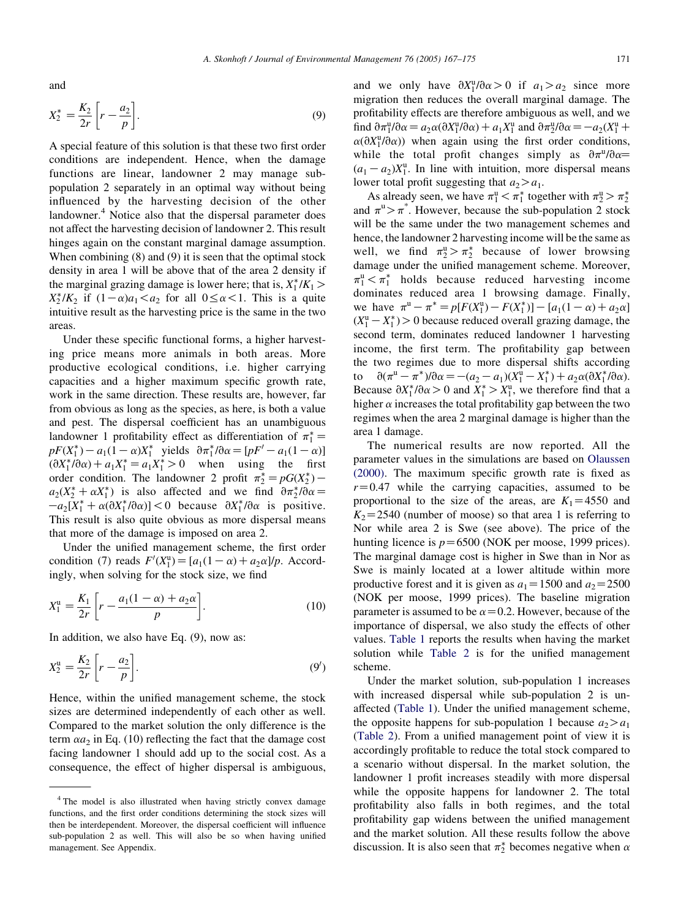and

$$X_2^* = \frac{K_2}{2r}\left[r - \frac{a_2}{p}\right]. \tag{9}$$

A special feature of this solution is that these two first order conditions are independent. Hence, when the damage functions are linear, landowner 2 may manage sub-population 2 separately in an optimal way without being influenced by the harvesting decision of the other landowner.[4] Notice also that the dispersal parameter does not affect the harvesting decision of landowner 2. This result hinges again on the constant marginal damage assumption. When combining (8) and (9) it is seen that the optimal stock density in area 1 will be above that of the area 2 density if the marginal grazing damage is lower here; that is, $X_1^*/K_1 > X_2^*/K_2$ if $(1-\alpha)a_1 < a_2$ for all $0 \leq \alpha < 1$. This is a quite intuitive result as the harvesting price is the same in the two areas.

Under these specific functional forms, a higher harvesting price means more animals in both areas. More productive ecological conditions, i.e. higher carrying capacities and a higher maximum specific growth rate, work in the same direction. These results are, however, far from obvious as long as the species, as here, is both a value and pest. The dispersal coefficient has an unambiguous landowner 1 profitability effect as differentiation of $\pi_1^* = pF(X_1^*) - a_1(1-\alpha)X_1^*$ yields $\partial \pi_1^*/\partial \alpha = [pF' - a_1(1-\alpha)](\partial X_1^*/\partial \alpha) + a_1 X_1^* = a_1 X_1^* > 0$ when using the first order condition. The landowner 2 profit $\pi_2^* = pG(X_2^*) - a_2(X_2^* + \alpha X_1^*)$ is also affected and we find $\partial \pi_2^*/\partial \alpha = -a_2[X_1^* + \alpha(\partial X_1^*/\partial \alpha)] < 0$ because $\partial X_1^*/\partial \alpha$ is positive. This result is also quite obvious as more dispersal means that more of the damage is imposed on area 2.

Under the unified management scheme, the first order condition (7) reads $F'(X_1^{\mathrm{u}}) = [a_1(1-\alpha) + a_2\alpha]/p$. Accordingly, when solving for the stock size, we find

$$X_1^{\mathrm{u}} = \frac{K_1}{2r}\left[r - \frac{a_1(1-\alpha) + a_2\alpha}{p}\right]. \tag{10}$$

In addition, we also have Eq. (9), now as:

$$X_2^{\mathrm{u}} = \frac{K_2}{2r}\left[r - \frac{a_2}{p}\right]. \tag{9'}$$

Hence, within the unified management scheme, the stock sizes are determined independently of each other as well. Compared to the market solution the only difference is the term $\alpha a_2$ in Eq. (10) reflecting the fact that the damage cost facing landowner 1 should add up to the social cost. As a consequence, the effect of higher dispersal is ambiguous, and we only have $\partial X_1^{\mathrm{u}}/\partial \alpha > 0$ if $a_1 > a_2$ since more migration then reduces the overall marginal damage. The profitability effects are therefore ambiguous as well, and we find $\partial \pi_1^{\mathrm{u}}/\partial \alpha = a_2\alpha(\partial X_1^{\mathrm{u}}/\partial \alpha) + a_1 X_1^{\mathrm{u}}$ and $\partial \pi_2^{\mathrm{u}}/\partial \alpha = -a_2(X_1^{\mathrm{u}} + \alpha(\partial X_1^{\mathrm{u}}/\partial \alpha))$ when again using the first order conditions, while the total profit changes simply as $\partial \pi^{\mathrm{u}}/\partial \alpha = (a_1 - a_2)X_1^{\mathrm{u}}$. In line with intuition, more dispersal means lower total profit suggesting that $a_2 > a_1$.

As already seen, we have $\pi_1^{\mathrm{u}} < \pi_1^*$ together with $\pi_2^{\mathrm{u}} > \pi_2^*$ and $\pi^{\mathrm{u}} > \pi^*$. However, because the sub-population 2 stock will be the same under the two management schemes and hence, the landowner 2 harvesting income will be the same as well, we find $\pi_2^{\mathrm{u}} > \pi_2^*$ because of lower browsing damage under the unified management scheme. Moreover, $\pi_1^{\mathrm{u}} < \pi_1^*$ holds because reduced harvesting income dominates reduced area 1 browsing damage. Finally, we have $\pi^{\mathrm{u}} - \pi^* = p[F(X_1^{\mathrm{u}}) - F(X_1^*)] - [a_1(1-\alpha) + a_2\alpha](X_1^{\mathrm{u}} - X_1^*) > 0$ because reduced overall grazing damage, the second term, dominates reduced landowner 1 harvesting income, the first term. The profitability gap between the two regimes due to more dispersal shifts according to $\partial(\pi^{\mathrm{u}} - \pi^*)/\partial \alpha = -(a_2 - a_1)(X_1^{\mathrm{u}} - X_1^*) + a_2\alpha(\partial X_1^*/\partial \alpha)$. Because $\partial X_1^*/\partial \alpha > 0$ and $X_1^* > X_1^{\mathrm{u}}$, we therefore find that a higher $\alpha$ increases the total profitability gap between the two regimes when the area 2 marginal damage is higher than the area 1 damage.

The numerical results are now reported. All the parameter values in the simulations are based on Olaussen (2000). The maximum specific growth rate is fixed as $r = 0.47$ while the carrying capacities, assumed to be proportional to the size of the areas, are $K_1 = 4550$ and $K_2 = 2540$ (number of moose) so that area 1 is referring to Nor while area 2 is Swe (see above). The price of the hunting licence is $p = 6500$ (NOK per moose, 1999 prices). The marginal damage cost is higher in Swe than in Nor as Swe is mainly located at a lower altitude within more productive forest and it is given as $a_1 = 1500$ and $a_2 = 2500$ (NOK per moose, 1999 prices). The baseline migration parameter is assumed to be $\alpha = 0.2$. However, because of the importance of dispersal, we also study the effects of other values. Table 1 reports the results when having the market solution while Table 2 is for the unified management scheme.

Under the market solution, sub-population 1 increases with increased dispersal while sub-population 2 is unaffected (Table 1). Under the unified management scheme, the opposite happens for sub-population 1 because $a_2 > a_1$ (Table 2). From a unified management point of view it is accordingly profitable to reduce the total stock compared to a scenario without dispersal. In the market solution, the landowner 1 profit increases steadily with more dispersal while the opposite happens for landowner 2. The total profitability also falls in both regimes, and the total profitability gap widens between the unified management and the market solution. All these results follow the above discussion. It is also seen that $\pi_2^*$ becomes negative when $\alpha$

[4] The model is also illustrated when having strictly convex damage functions, and the first order conditions determining the stock sizes will then be interdependent. Moreover, the dispersal coefficient will influence sub-population 2 as well. This will also be so when having unified management. See Appendix.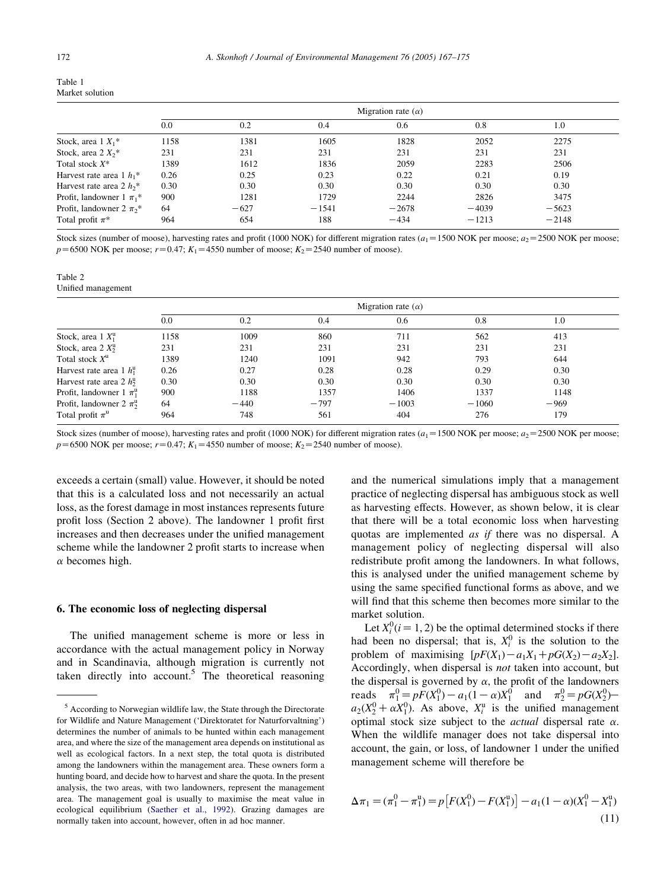Table 1
Market solution

| | Migration rate ($\alpha$) | | | | | |
|---|---|---|---|---|---|---|
| | 0.0 | 0.2 | 0.4 | 0.6 | 0.8 | 1.0 |
| Stock, area 1 $X_1$* | 1158 | 1381 | 1605 | 1828 | 2052 | 2275 |
| Stock, area 2 $X_2$* | 231 | 231 | 231 | 231 | 231 | 231 |
| Total stock $X$* | 1389 | 1612 | 1836 | 2059 | 2283 | 2506 |
| Harvest rate area 1 $h_1$* | 0.26 | 0.25 | 0.23 | 0.22 | 0.21 | 0.19 |
| Harvest rate area 2 $h_2$* | 0.30 | 0.30 | 0.30 | 0.30 | 0.30 | 0.30 |
| Profit, landowner 1 $\pi_1$* | 900 | 1281 | 1729 | 2244 | 2826 | 3475 |
| Profit, landowner 2 $\pi_2$* | 64 | −627 | −1541 | −2678 | −4039 | −5623 |
| Total profit $\pi$* | 964 | 654 | 188 | −434 | −1213 | −2148 |

Stock sizes (number of moose), harvesting rates and profit (1000 NOK) for different migration rates ($a_1$=1500 NOK per moose; $a_2$=2500 NOK per moose; $p$=6500 NOK per moose; $r$=0.47; $K_1$=4550 number of moose; $K_2$=2540 number of moose).

Table 2
Unified management

| | Migration rate ($\alpha$) | | | | | |
|---|---|---|---|---|---|---|
| | 0.0 | 0.2 | 0.4 | 0.6 | 0.8 | 1.0 |
| Stock, area 1 $X_1^u$ | 1158 | 1009 | 860 | 711 | 562 | 413 |
| Stock, area 2 $X_2^u$ | 231 | 231 | 231 | 231 | 231 | 231 |
| Total stock $X^u$ | 1389 | 1240 | 1091 | 942 | 793 | 644 |
| Harvest rate area 1 $h_1^u$ | 0.26 | 0.27 | 0.28 | 0.28 | 0.29 | 0.30 |
| Harvest rate area 2 $h_2^u$ | 0.30 | 0.30 | 0.30 | 0.30 | 0.30 | 0.30 |
| Profit, landowner 1 $\pi_1^u$ | 900 | 1188 | 1357 | 1406 | 1337 | 1148 |
| Profit, landowner 2 $\pi_2^u$ | 64 | −440 | −797 | −1003 | −1060 | −969 |
| Total profit $\pi^u$ | 964 | 748 | 561 | 404 | 276 | 179 |

Stock sizes (number of moose), harvesting rates and profit (1000 NOK) for different migration rates ($a_1$=1500 NOK per moose; $a_2$=2500 NOK per moose; $p$=6500 NOK per moose; $r$=0.47; $K_1$=4550 number of moose; $K_2$=2540 number of moose).

exceeds a certain (small) value. However, it should be noted that this is a calculated loss and not necessarily an actual loss, as the forest damage in most instances represents future profit loss (Section 2 above). The landowner 1 profit first increases and then decreases under the unified management scheme while the landowner 2 profit starts to increase when $\alpha$ becomes high.

## 6. The economic loss of neglecting dispersal

The unified management scheme is more or less in accordance with the actual management policy in Norway and in Scandinavia, although migration is currently not taken directly into account.[5] The theoretical reasoning and the numerical simulations imply that a management practice of neglecting dispersal has ambiguous stock as well as harvesting effects. However, as shown below, it is clear that there will be a total economic loss when harvesting quotas are implemented *as if* there was no dispersal. A management policy of neglecting dispersal will also redistribute profit among the landowners. In what follows, this is analysed under the unified management scheme by using the same specified functional forms as above, and we will find that this scheme then becomes more similar to the market solution.

Let $X_i^0 (i=1,2)$ be the optimal determined stocks if there had been no dispersal; that is, $X_i^0$ is the solution to the problem of maximising $[pF(X_1)-a_1X_1+pG(X_2)-a_2X_2]$. Accordingly, when dispersal is *not* taken into account, but the dispersal is governed by $\alpha$, the profit of the landowners reads $\pi_1^0=pF(X_1^0)-a_1(1-\alpha)X_1^0$ and $\pi_2^0=pG(X_2^0)-a_2(X_2^0+\alpha X_1^0)$. As above, $X_i^u$ is the unified management optimal stock size subject to the *actual* dispersal rate $\alpha$. When the wildlife manager does not take dispersal into account, the gain, or loss, of landowner 1 under the unified management scheme will therefore be

$$\Delta\pi_1=(\pi_1^0-\pi_1^u)=p\left[F(X_1^0)-F(X_1^u)\right]-a_1(1-\alpha)(X_1^0-X_1^u) \tag{11}$$

[5] According to Norwegian wildlife law, the State through the Directorate for Wildlife and Nature Management ('Direktoratet for Naturforvaltning') determines the number of animals to be hunted within each management area, and where the size of the management area depends on institutional as well as ecological factors. In a next step, the total quota is distributed among the landowners within the management area. These owners form a hunting board, and decide how to harvest and share the quota. In the present analysis, the two areas, with two landowners, represent the management area. The management goal is usually to maximise the meat value in ecological equilibrium (Saether et al., 1992). Grazing damages are normally taken into account, however, often in ad hoc manner.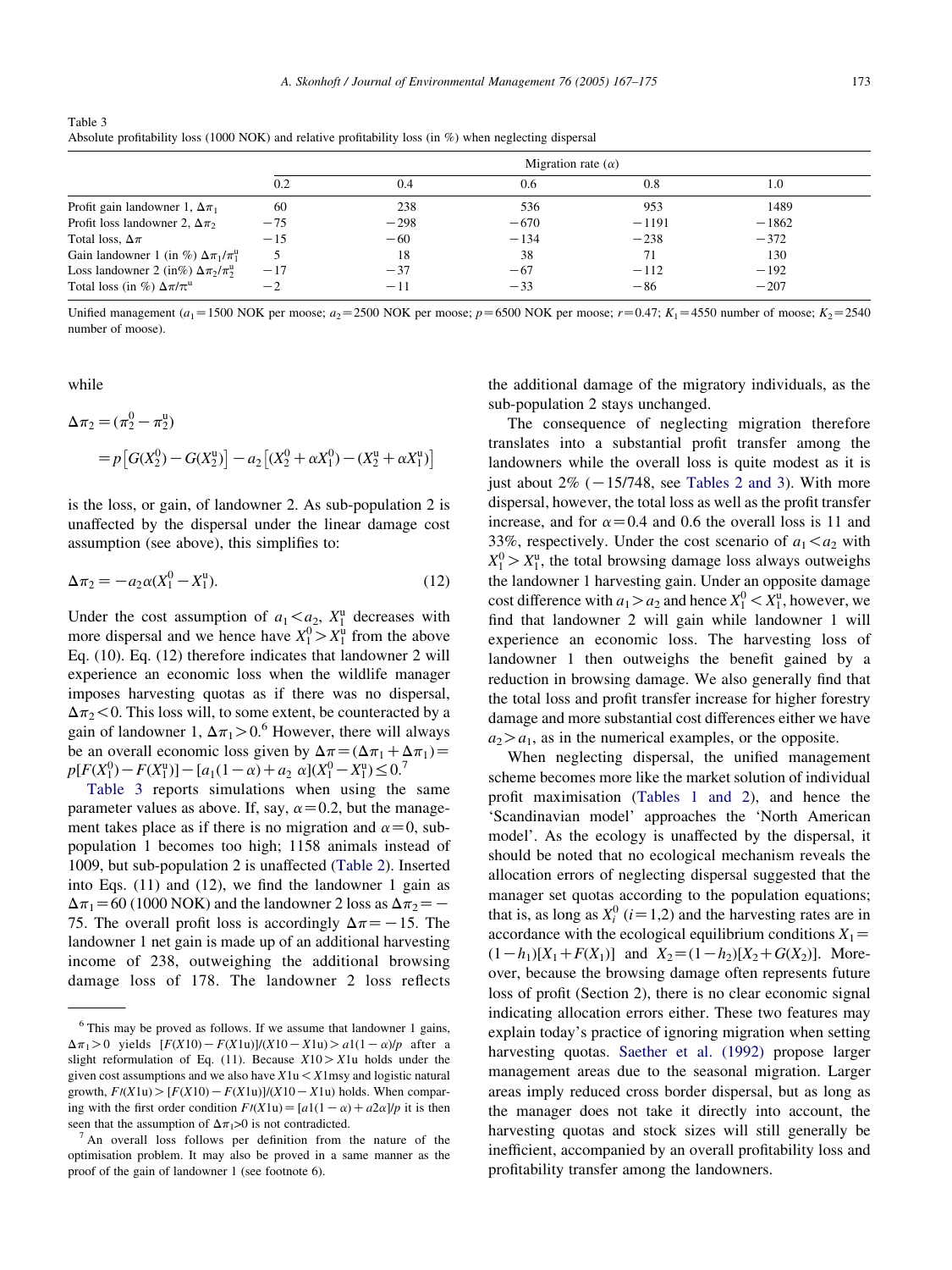Table 3
Absolute profitability loss (1000 NOK) and relative profitability loss (in %) when neglecting dispersal

| | Migration rate ($\alpha$) | | | | |
|---|---|---|---|---|---|
| | 0.2 | 0.4 | 0.6 | 0.8 | 1.0 |
| Profit gain landowner 1, $\Delta\pi_1$ | 60 | 238 | 536 | 953 | 1489 |
| Profit loss landowner 2, $\Delta\pi_2$ | −75 | −298 | −670 | −1191 | −1862 |
| Total loss, $\Delta\pi$ | −15 | −60 | −134 | −238 | −372 |
| Gain landowner 1 (in %) $\Delta\pi_1/\pi_1^{\mathrm{u}}$ | 5 | 18 | 38 | 71 | 130 |
| Loss landowner 2 (in%) $\Delta\pi_2/\pi_2^{\mathrm{u}}$ | −17 | −37 | −67 | −112 | −192 |
| Total loss (in %) $\Delta\pi/\pi^{\mathrm{u}}$ | −2 | −11 | −33 | −86 | −207 |

Unified management ($a_1=1500$ NOK per moose; $a_2=2500$ NOK per moose; $p=6500$ NOK per moose; $r=0.47$; $K_1=4550$ number of moose; $K_2=2540$ number of moose).

while

$$\Delta\pi_2=(\pi_2^0-\pi_2^{\mathrm{u}})$$
$$=p\left[G(X_2^0)-G(X_2^{\mathrm{u}})\right]-a_2\left[(X_2^0+\alpha X_1^0)-(X_2^{\mathrm{u}}+\alpha X_1^{\mathrm{u}})\right]$$

is the loss, or gain, of landowner 2. As sub-population 2 is unaffected by the dispersal under the linear damage cost assumption (see above), this simplifies to:

$$\Delta\pi_2=-a_2\alpha(X_1^0-X_1^{\mathrm{u}}). \tag{12}$$

Under the cost assumption of $a_1<a_2$, $X_1^{\mathrm{u}}$ decreases with more dispersal and we hence have $X_1^0>X_1^{\mathrm{u}}$ from the above Eq. (10). Eq. (12) therefore indicates that landowner 2 will experience an economic loss when the wildlife manager imposes harvesting quotas as if there was no dispersal, $\Delta\pi_2<0$. This loss will, to some extent, be counteracted by a gain of landowner 1, $\Delta\pi_1>0$.[6] However, there will always be an overall economic loss given by $\Delta\pi=(\Delta\pi_1+\Delta\pi_1)=p[F(X_1^0)-F(X_1^{\mathrm{u}})]-[a_1(1-\alpha)+a_2\,\alpha](X_1^0-X_1^{\mathrm{u}})\le 0$.[7]

Table 3 reports simulations when using the same parameter values as above. If, say, $\alpha=0.2$, but the management takes place as if there is no migration and $\alpha=0$, sub-population 1 becomes too high; 1158 animals instead of 1009, but sub-population 2 is unaffected (Table 2). Inserted into Eqs. (11) and (12), we find the landowner 1 gain as $\Delta\pi_1=60$ (1000 NOK) and the landowner 2 loss as $\Delta\pi_2=-75$. The overall profit loss is accordingly $\Delta\pi=-15$. The landowner 1 net gain is made up of an additional harvesting income of 238, outweighing the additional browsing damage loss of 178. The landowner 2 loss reflects the additional damage of the migratory individuals, as the sub-population 2 stays unchanged.

The consequence of neglecting migration therefore translates into a substantial profit transfer among the landowners while the overall loss is quite modest as it is just about 2% (−15/748, see Tables 2 and 3). With more dispersal, however, the total loss as well as the profit transfer increase, and for $\alpha=0.4$ and 0.6 the overall loss is 11 and 33%, respectively. Under the cost scenario of $a_1<a_2$ with $X_1^0>X_1^{\mathrm{u}}$, the total browsing damage loss always outweighs the landowner 1 harvesting gain. Under an opposite damage cost difference with $a_1>a_2$ and hence $X_1^0<X_1^{\mathrm{u}}$, however, we find that landowner 2 will gain while landowner 1 will experience an economic loss. The harvesting loss of landowner 1 then outweighs the benefit gained by a reduction in browsing damage. We also generally find that the total loss and profit transfer increase for higher forestry damage and more substantial cost differences either we have $a_2>a_1$, as in the numerical examples, or the opposite.

When neglecting dispersal, the unified management scheme becomes more like the market solution of individual profit maximisation (Tables 1 and 2), and hence the 'Scandinavian model' approaches the 'North American model'. As the ecology is unaffected by the dispersal, it should be noted that no ecological mechanism reveals the allocation errors of neglecting dispersal suggested that the manager set quotas according to the population equations; that is, as long as $X_i^0$ ($i=1,2$) and the harvesting rates are in accordance with the ecological equilibrium conditions $X_1=(1-h_1)[X_1+F(X_1)]$ and $X_2=(1-h_2)[X_2+G(X_2)]$. Moreover, because the browsing damage often represents future loss of profit (Section 2), there is no clear economic signal indicating allocation errors either. These two features may explain today's practice of ignoring migration when setting harvesting quotas. Saether et al. (1992) propose larger management areas due to the seasonal migration. Larger areas imply reduced cross border dispersal, but as long as the manager does not take it directly into account, the harvesting quotas and stock sizes will still generally be inefficient, accompanied by an overall profitability loss and profitability transfer among the landowners.

---

[6] This may be proved as follows. If we assume that landowner 1 gains, $\Delta\pi_1>0$ yields $[F(X10)-F(X1\mathrm{u})]/(X10-X1\mathrm{u})>a1(1-\alpha)/p$ after a slight reformulation of Eq. (11). Because $X10>X1\mathrm{u}$ holds under the given cost assumptions and we also have $X1\mathrm{u}<X1\mathrm{msy}$ and logistic natural growth, $F\prime(X1\mathrm{u})>[F(X10)-F(X1\mathrm{u})]/(X10-X1\mathrm{u})$ holds. When comparing with the first order condition $F\prime(X1\mathrm{u})=[a1(1-\alpha)+a2\alpha]/p$ it is then seen that the assumption of $\Delta\pi_1>0$ is not contradicted.

[7] An overall loss follows per definition from the nature of the optimisation problem. It may also be proved in a same manner as the proof of the gain of landowner 1 (see footnote 6).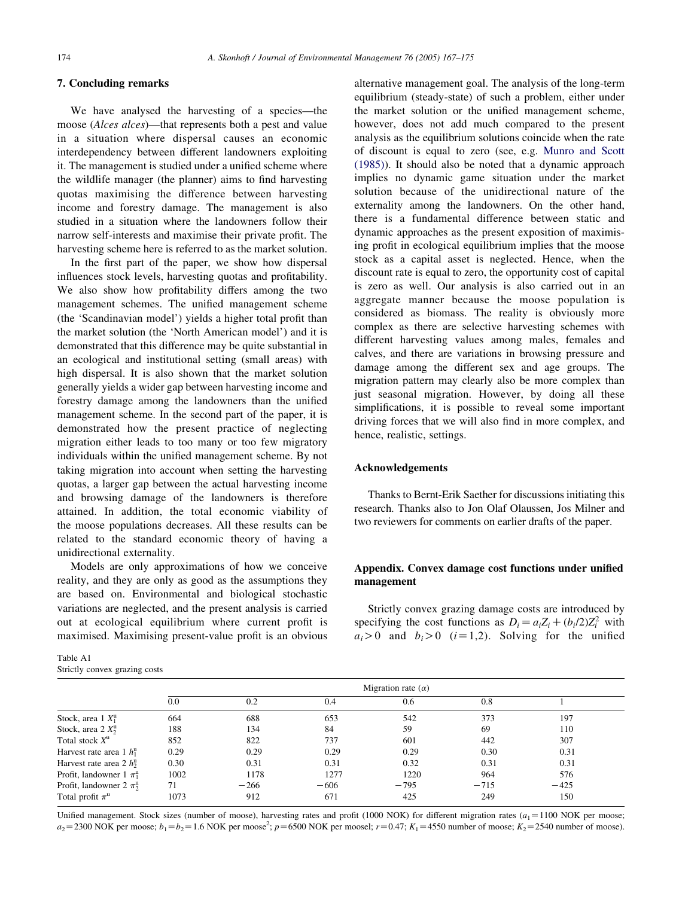## 7. Concluding remarks

We have analysed the harvesting of a species—the moose (*Alces alces*)—that represents both a pest and value in a situation where dispersal causes an economic interdependency between different landowners exploiting it. The management is studied under a unified scheme where the wildlife manager (the planner) aims to find harvesting quotas maximising the difference between harvesting income and forestry damage. The management is also studied in a situation where the landowners follow their narrow self-interests and maximise their private profit. The harvesting scheme here is referred to as the market solution.

In the first part of the paper, we show how dispersal influences stock levels, harvesting quotas and profitability. We also show how profitability differs among the two management schemes. The unified management scheme (the 'Scandinavian model') yields a higher total profit than the market solution (the 'North American model') and it is demonstrated that this difference may be quite substantial in an ecological and institutional setting (small areas) with high dispersal. It is also shown that the market solution generally yields a wider gap between harvesting income and forestry damage among the landowners than the unified management scheme. In the second part of the paper, it is demonstrated how the present practice of neglecting migration either leads to too many or too few migratory individuals within the unified management scheme. By not taking migration into account when setting the harvesting quotas, a larger gap between the actual harvesting income and browsing damage of the landowners is therefore attained. In addition, the total economic viability of the moose populations decreases. All these results can be related to the standard economic theory of having a unidirectional externality.

Models are only approximations of how we conceive reality, and they are only as good as the assumptions they are based on. Environmental and biological stochastic variations are neglected, and the present analysis is carried out at ecological equilibrium where current profit is maximised. Maximising present-value profit is an obvious alternative management goal. The analysis of the long-term equilibrium (steady-state) of such a problem, either under the market solution or the unified management scheme, however, does not add much compared to the present analysis as the equilibrium solutions coincide when the rate of discount is equal to zero (see, e.g. Munro and Scott (1985)). It should also be noted that a dynamic approach implies no dynamic game situation under the market solution because of the unidirectional nature of the externality among the landowners. On the other hand, there is a fundamental difference between static and dynamic approaches as the present exposition of maximising profit in ecological equilibrium implies that the moose stock as a capital asset is neglected. Hence, when the discount rate is equal to zero, the opportunity cost of capital is zero as well. Our analysis is also carried out in an aggregate manner because the moose population is considered as biomass. The reality is obviously more complex as there are selective harvesting schemes with different harvesting values among males, females and calves, and there are variations in browsing pressure and damage among the different sex and age groups. The migration pattern may clearly also be more complex than just seasonal migration. However, by doing all these simplifications, it is possible to reveal some important driving forces that we will also find in more complex, and hence, realistic, settings.

## Acknowledgements

Thanks to Bernt-Erik Saether for discussions initiating this research. Thanks also to Jon Olaf Olaussen, Jos Milner and two reviewers for comments on earlier drafts of the paper.

## Appendix. Convex damage cost functions under unified management

Strictly convex grazing damage costs are introduced by specifying the cost functions as $D_i = a_i Z_i + (b_i/2)Z_i^2$ with $a_i > 0$ and $b_i > 0$ $(i = 1,2)$. Solving for the unified

Table A1
Strictly convex grazing costs

| | Migration rate ($\alpha$) | | | | | |
|---|---|---|---|---|---|---|
| | 0.0 | 0.2 | 0.4 | 0.6 | 0.8 | 1 |
| Stock, area 1 $X_1^u$ | 664 | 688 | 653 | 542 | 373 | 197 |
| Stock, area 2 $X_2^u$ | 188 | 134 | 84 | 59 | 69 | 110 |
| Total stock $X^u$ | 852 | 822 | 737 | 601 | 442 | 307 |
| Harvest rate area 1 $h_1^u$ | 0.29 | 0.29 | 0.29 | 0.29 | 0.30 | 0.31 |
| Harvest rate area 2 $h_2^u$ | 0.30 | 0.31 | 0.31 | 0.32 | 0.31 | 0.31 |
| Profit, landowner 1 $\pi_1^u$ | 1002 | 1178 | 1277 | 1220 | 964 | 576 |
| Profit, landowner 2 $\pi_2^u$ | 71 | −266 | −606 | −795 | −715 | −425 |
| Total profit $\pi^u$ | 1073 | 912 | 671 | 425 | 249 | 150 |

Unified management. Stock sizes (number of moose), harvesting rates and profit (1000 NOK) for different migration rates ($a_1 = 1100$ NOK per moose; $a_2 = 2300$ NOK per moose; $b_1 = b_2 = 1.6$ NOK per moose$^2$; $p = 6500$ NOK per moosel; $r = 0.47$; $K_1 = 4550$ number of moose; $K_2 = 2540$ number of moose).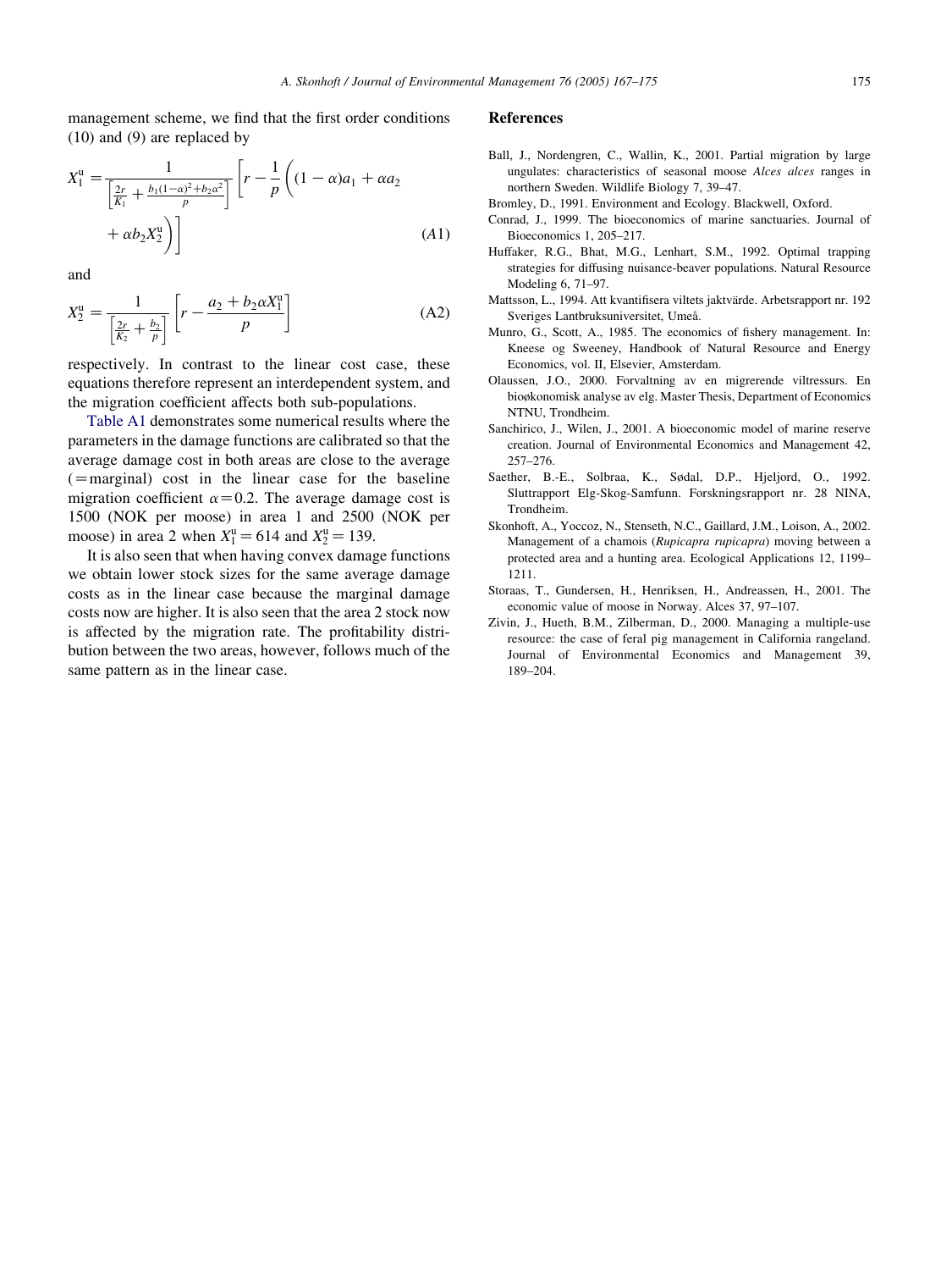management scheme, we find that the first order conditions (10) and (9) are replaced by

$$X_1^{\mathrm{u}} = \frac{1}{\left[\frac{2r}{K_1} + \frac{b_1(1-\alpha)^2 + b_2\alpha^2}{p}\right]} \left[r - \frac{1}{p}\left((1-\alpha)a_1 + \alpha a_2 + \alpha b_2 X_2^{\mathrm{u}}\right)\right] \tag{A1}$$

and

$$X_2^{\mathrm{u}} = \frac{1}{\left[\frac{2r}{K_2} + \frac{b_2}{p}\right]} \left[r - \frac{a_2 + b_2 \alpha X_1^{\mathrm{u}}}{p}\right] \tag{A2}$$

respectively. In contrast to the linear cost case, these equations therefore represent an interdependent system, and the migration coefficient affects both sub-populations.

Table A1 demonstrates some numerical results where the parameters in the damage functions are calibrated so that the average damage cost in both areas are close to the average (=marginal) cost in the linear case for the baseline migration coefficient $\alpha = 0.2$. The average damage cost is 1500 (NOK per moose) in area 1 and 2500 (NOK per moose) in area 2 when $X_1^{\mathrm{u}} = 614$ and $X_2^{\mathrm{u}} = 139$.

It is also seen that when having convex damage functions we obtain lower stock sizes for the same average damage costs as in the linear case because the marginal damage costs now are higher. It is also seen that the area 2 stock now is affected by the migration rate. The profitability distribution between the two areas, however, follows much of the same pattern as in the linear case.

## References

Ball, J., Nordengren, C., Wallin, K., 2001. Partial migration by large ungulates: characteristics of seasonal moose *Alces alces* ranges in northern Sweden. Wildlife Biology 7, 39–47.

Bromley, D., 1991. Environment and Ecology. Blackwell, Oxford.

Conrad, J., 1999. The bioeconomics of marine sanctuaries. Journal of Bioeconomics 1, 205–217.

Huffaker, R.G., Bhat, M.G., Lenhart, S.M., 1992. Optimal trapping strategies for diffusing nuisance-beaver populations. Natural Resource Modeling 6, 71–97.

Mattsson, L., 1994. Att kvantifisera viltets jaktvärde. Arbetsrapport nr. 192 Sveriges Lantbruksuniversitet, Umeå.

Munro, G., Scott, A., 1985. The economics of fishery management. In: Kneese og Sweeney, Handbook of Natural Resource and Energy Economics, vol. II, Elsevier, Amsterdam.

Olaussen, J.O., 2000. Forvaltning av en migrerende viltressurs. En bioøkonomisk analyse av elg. Master Thesis, Department of Economics NTNU, Trondheim.

Sanchirico, J., Wilen, J., 2001. A bioeconomic model of marine reserve creation. Journal of Environmental Economics and Management 42, 257–276.

Saether, B.-E., Solbraa, K., Sødal, D.P., Hjeljord, O., 1992. Sluttrapport Elg-Skog-Samfunn. Forskningsrapport nr. 28 NINA, Trondheim.

Skonhoft, A., Yoccoz, N., Stenseth, N.C., Gaillard, J.M., Loison, A., 2002. Management of a chamois (*Rupicapra rupicapra*) moving between a protected area and a hunting area. Ecological Applications 12, 1199–1211.

Storaas, T., Gundersen, H., Henriksen, H., Andreassen, H., 2001. The economic value of moose in Norway. Alces 37, 97–107.

Zivin, J., Hueth, B.M., Zilberman, D., 2000. Managing a multiple-use resource: the case of feral pig management in California rangeland. Journal of Environmental Economics and Management 39, 189–204.